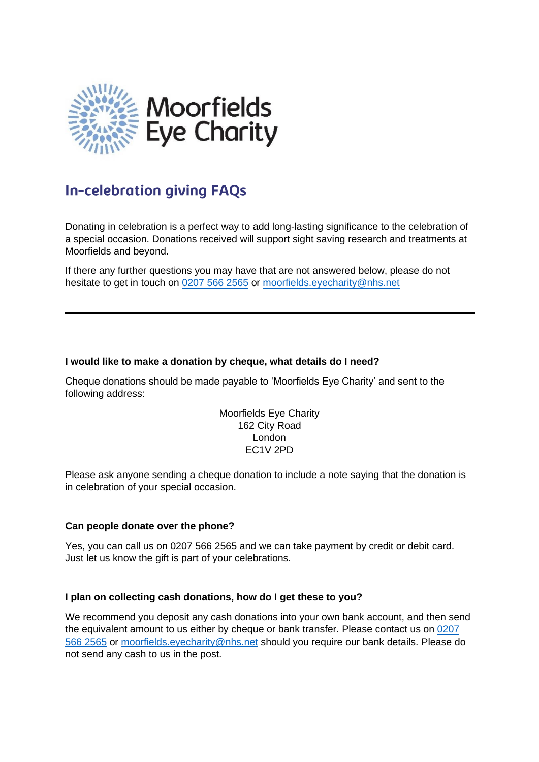Moorfields Eye Charity

# In-celebration giving FAQs

Donating in celebration is a perfect way to add long-lasting significance to the celebration of a special occasion. Donations received will support sight saving research and treatments at Moorfields and beyond.

If there any further questions you may have that are not answered below, please do not hesitate to get in touch on 0207 566 2565 or moorfields.eyecharity@nhs.net

---

**I would like to make a donation by cheque, what details do I need?**

Cheque donations should be made payable to 'Moorfields Eye Charity' and sent to the following address:

Moorfields Eye Charity
162 City Road
London
EC1V 2PD

Please ask anyone sending a cheque donation to include a note saying that the donation is in celebration of your special occasion.

**Can people donate over the phone?**

Yes, you can call us on 0207 566 2565 and we can take payment by credit or debit card. Just let us know the gift is part of your celebrations.

**I plan on collecting cash donations, how do I get these to you?**

We recommend you deposit any cash donations into your own bank account, and then send the equivalent amount to us either by cheque or bank transfer. Please contact us on 0207 566 2565 or moorfields.eyecharity@nhs.net should you require our bank details. Please do not send any cash to us in the post.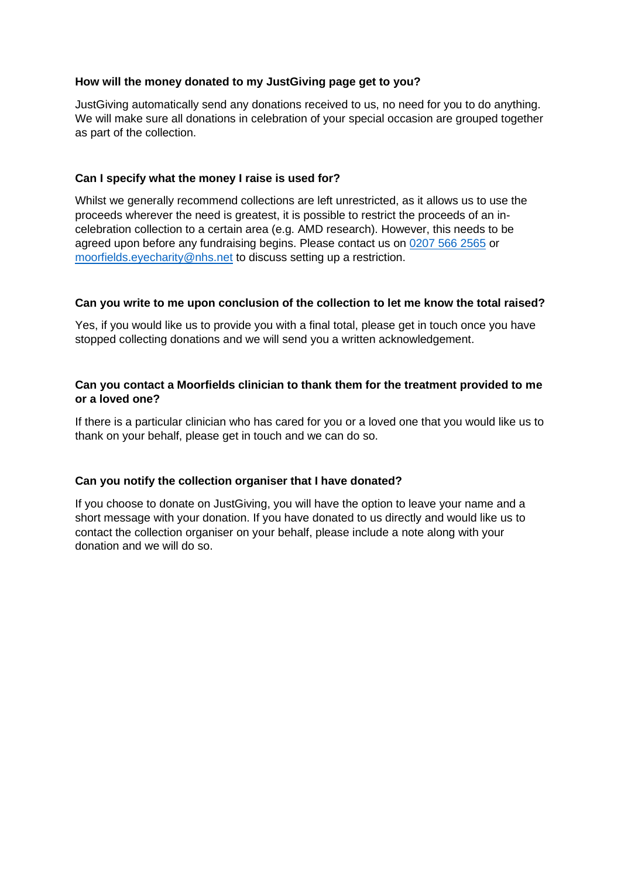**How will the money donated to my JustGiving page get to you?**

JustGiving automatically send any donations received to us, no need for you to do anything. We will make sure all donations in celebration of your special occasion are grouped together as part of the collection.

**Can I specify what the money I raise is used for?**

Whilst we generally recommend collections are left unrestricted, as it allows us to use the proceeds wherever the need is greatest, it is possible to restrict the proceeds of an in-celebration collection to a certain area (e.g. AMD research). However, this needs to be agreed upon before any fundraising begins. Please contact us on 0207 566 2565 or moorfields.eyecharity@nhs.net to discuss setting up a restriction.

**Can you write to me upon conclusion of the collection to let me know the total raised?**

Yes, if you would like us to provide you with a final total, please get in touch once you have stopped collecting donations and we will send you a written acknowledgement.

**Can you contact a Moorfields clinician to thank them for the treatment provided to me or a loved one?**

If there is a particular clinician who has cared for you or a loved one that you would like us to thank on your behalf, please get in touch and we can do so.

**Can you notify the collection organiser that I have donated?**

If you choose to donate on JustGiving, you will have the option to leave your name and a short message with your donation. If you have donated to us directly and would like us to contact the collection organiser on your behalf, please include a note along with your donation and we will do so.